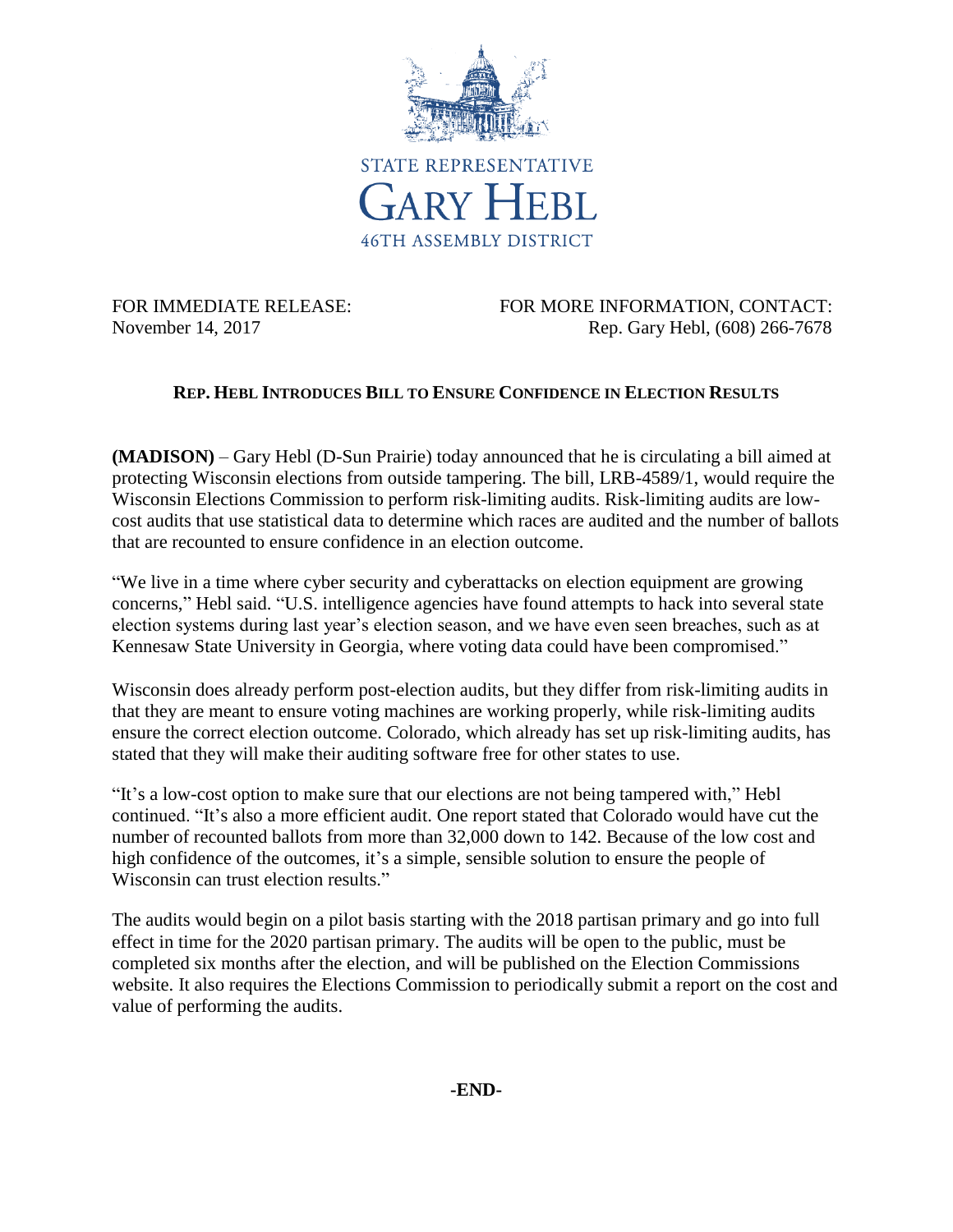STATE REPRESENTATIVE
GARY HEBL
46TH ASSEMBLY DISTRICT

FOR IMMEDIATE RELEASE:
November 14, 2017

FOR MORE INFORMATION, CONTACT:
Rep. Gary Hebl, (608) 266-7678

## REP. HEBL INTRODUCES BILL TO ENSURE CONFIDENCE IN ELECTION RESULTS

**(MADISON)** – Gary Hebl (D-Sun Prairie) today announced that he is circulating a bill aimed at protecting Wisconsin elections from outside tampering. The bill, LRB-4589/1, would require the Wisconsin Elections Commission to perform risk-limiting audits. Risk-limiting audits are low-cost audits that use statistical data to determine which races are audited and the number of ballots that are recounted to ensure confidence in an election outcome.

"We live in a time where cyber security and cyberattacks on election equipment are growing concerns," Hebl said. "U.S. intelligence agencies have found attempts to hack into several state election systems during last year's election season, and we have even seen breaches, such as at Kennesaw State University in Georgia, where voting data could have been compromised."

Wisconsin does already perform post-election audits, but they differ from risk-limiting audits in that they are meant to ensure voting machines are working properly, while risk-limiting audits ensure the correct election outcome. Colorado, which already has set up risk-limiting audits, has stated that they will make their auditing software free for other states to use.

"It's a low-cost option to make sure that our elections are not being tampered with," Hebl continued. "It's also a more efficient audit. One report stated that Colorado would have cut the number of recounted ballots from more than 32,000 down to 142. Because of the low cost and high confidence of the outcomes, it's a simple, sensible solution to ensure the people of Wisconsin can trust election results."

The audits would begin on a pilot basis starting with the 2018 partisan primary and go into full effect in time for the 2020 partisan primary. The audits will be open to the public, must be completed six months after the election, and will be published on the Election Commissions website. It also requires the Elections Commission to periodically submit a report on the cost and value of performing the audits.

**-END-**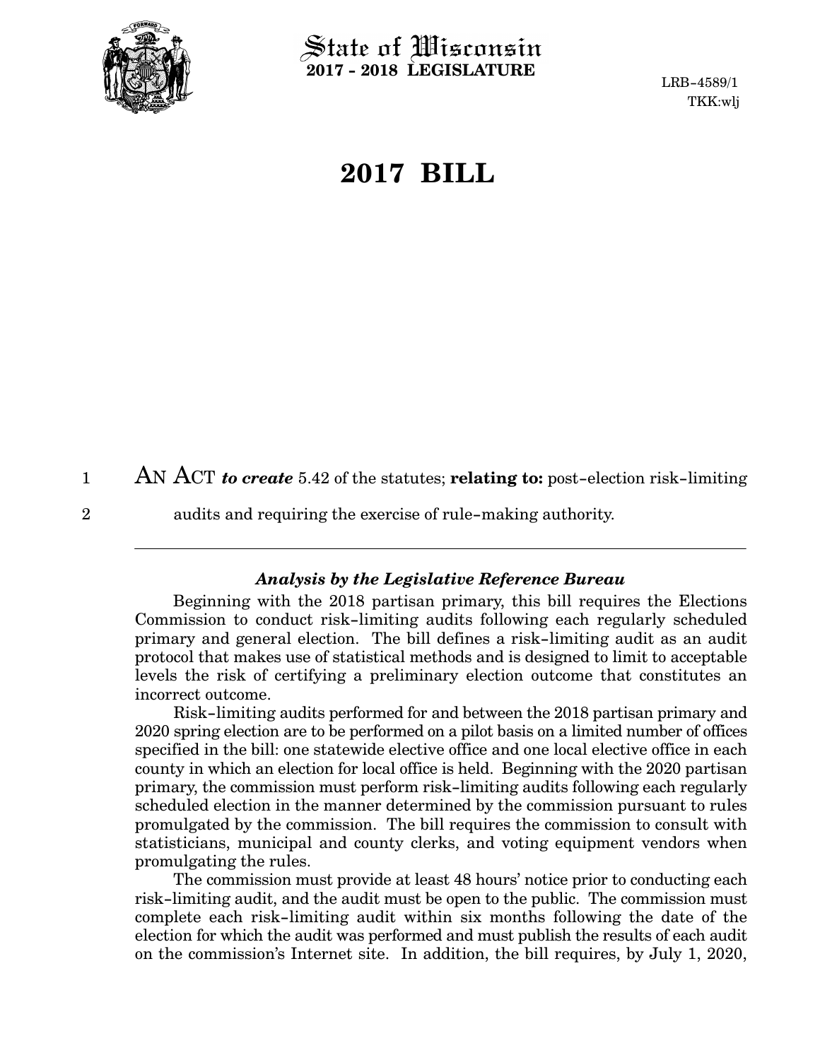State of Wisconsin
**2017 - 2018 LEGISLATURE**

LRB-4589/1
TKK:wlj

# 2017 BILL

AN ACT *to create* 5.42 of the statutes; **relating to:** post-election risk-limiting audits and requiring the exercise of rule-making authority.

---

### *Analysis by the Legislative Reference Bureau*

Beginning with the 2018 partisan primary, this bill requires the Elections Commission to conduct risk-limiting audits following each regularly scheduled primary and general election. The bill defines a risk-limiting audit as an audit protocol that makes use of statistical methods and is designed to limit to acceptable levels the risk of certifying a preliminary election outcome that constitutes an incorrect outcome.

Risk-limiting audits performed for and between the 2018 partisan primary and 2020 spring election are to be performed on a pilot basis on a limited number of offices specified in the bill: one statewide elective office and one local elective office in each county in which an election for local office is held. Beginning with the 2020 partisan primary, the commission must perform risk-limiting audits following each regularly scheduled election in the manner determined by the commission pursuant to rules promulgated by the commission. The bill requires the commission to consult with statisticians, municipal and county clerks, and voting equipment vendors when promulgating the rules.

The commission must provide at least 48 hours' notice prior to conducting each risk-limiting audit, and the audit must be open to the public. The commission must complete each risk-limiting audit within six months following the date of the election for which the audit was performed and must publish the results of each audit on the commission's Internet site. In addition, the bill requires, by July 1, 2020,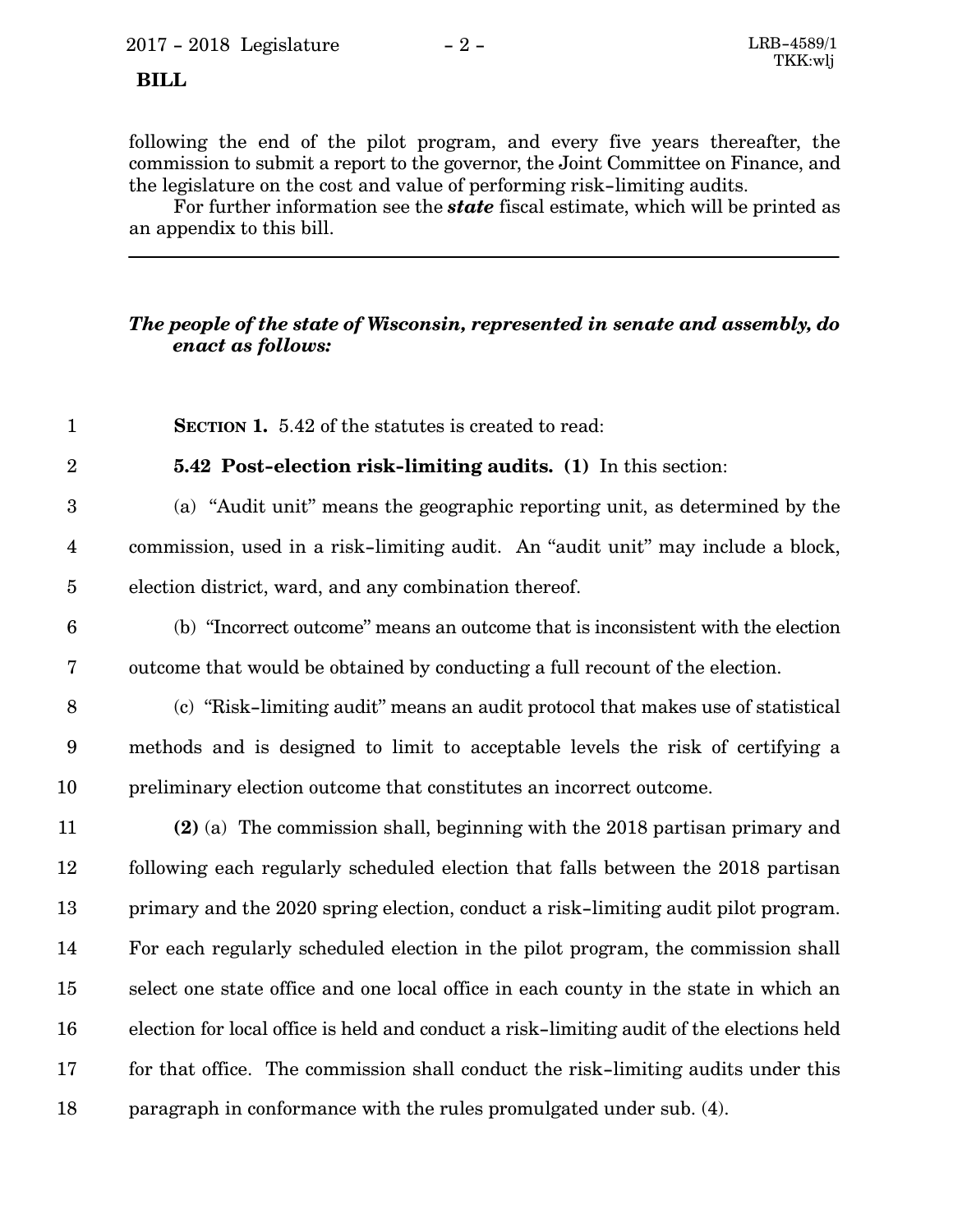following the end of the pilot program, and every five years thereafter, the commission to submit a report to the governor, the Joint Committee on Finance, and the legislature on the cost and value of performing risk-limiting audits.

For further information see the ***state*** fiscal estimate, which will be printed as an appendix to this bill.

---

***The people of the state of Wisconsin, represented in senate and assembly, do enact as follows:***

**SECTION 1.** 5.42 of the statutes is created to read:

**5.42 Post-election risk-limiting audits. (1)** In this section:

(a) "Audit unit" means the geographic reporting unit, as determined by the commission, used in a risk-limiting audit. An "audit unit" may include a block, election district, ward, and any combination thereof.

(b) "Incorrect outcome" means an outcome that is inconsistent with the election outcome that would be obtained by conducting a full recount of the election.

(c) "Risk-limiting audit" means an audit protocol that makes use of statistical methods and is designed to limit to acceptable levels the risk of certifying a preliminary election outcome that constitutes an incorrect outcome.

**(2)** (a) The commission shall, beginning with the 2018 partisan primary and following each regularly scheduled election that falls between the 2018 partisan primary and the 2020 spring election, conduct a risk-limiting audit pilot program. For each regularly scheduled election in the pilot program, the commission shall select one state office and one local office in each county in the state in which an election for local office is held and conduct a risk-limiting audit of the elections held for that office. The commission shall conduct the risk-limiting audits under this paragraph in conformance with the rules promulgated under sub. (4).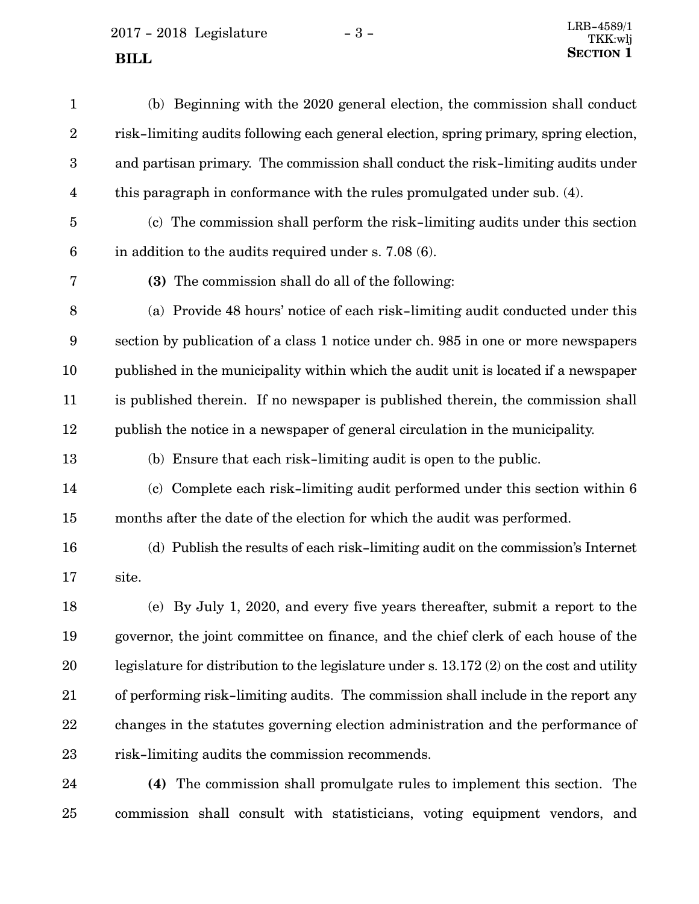(b) Beginning with the 2020 general election, the commission shall conduct risk-limiting audits following each general election, spring primary, spring election, and partisan primary. The commission shall conduct the risk-limiting audits under this paragraph in conformance with the rules promulgated under sub. (4).

(c) The commission shall perform the risk-limiting audits under this section in addition to the audits required under s. 7.08 (6).

**(3)** The commission shall do all of the following:

(a) Provide 48 hours' notice of each risk-limiting audit conducted under this section by publication of a class 1 notice under ch. 985 in one or more newspapers published in the municipality within which the audit unit is located if a newspaper is published therein. If no newspaper is published therein, the commission shall publish the notice in a newspaper of general circulation in the municipality.

(b) Ensure that each risk-limiting audit is open to the public.

(c) Complete each risk-limiting audit performed under this section within 6 months after the date of the election for which the audit was performed.

(d) Publish the results of each risk-limiting audit on the commission's Internet site.

(e) By July 1, 2020, and every five years thereafter, submit a report to the governor, the joint committee on finance, and the chief clerk of each house of the legislature for distribution to the legislature under s. 13.172 (2) on the cost and utility of performing risk-limiting audits. The commission shall include in the report any changes in the statutes governing election administration and the performance of risk-limiting audits the commission recommends.

**(4)** The commission shall promulgate rules to implement this section. The commission shall consult with statisticians, voting equipment vendors, and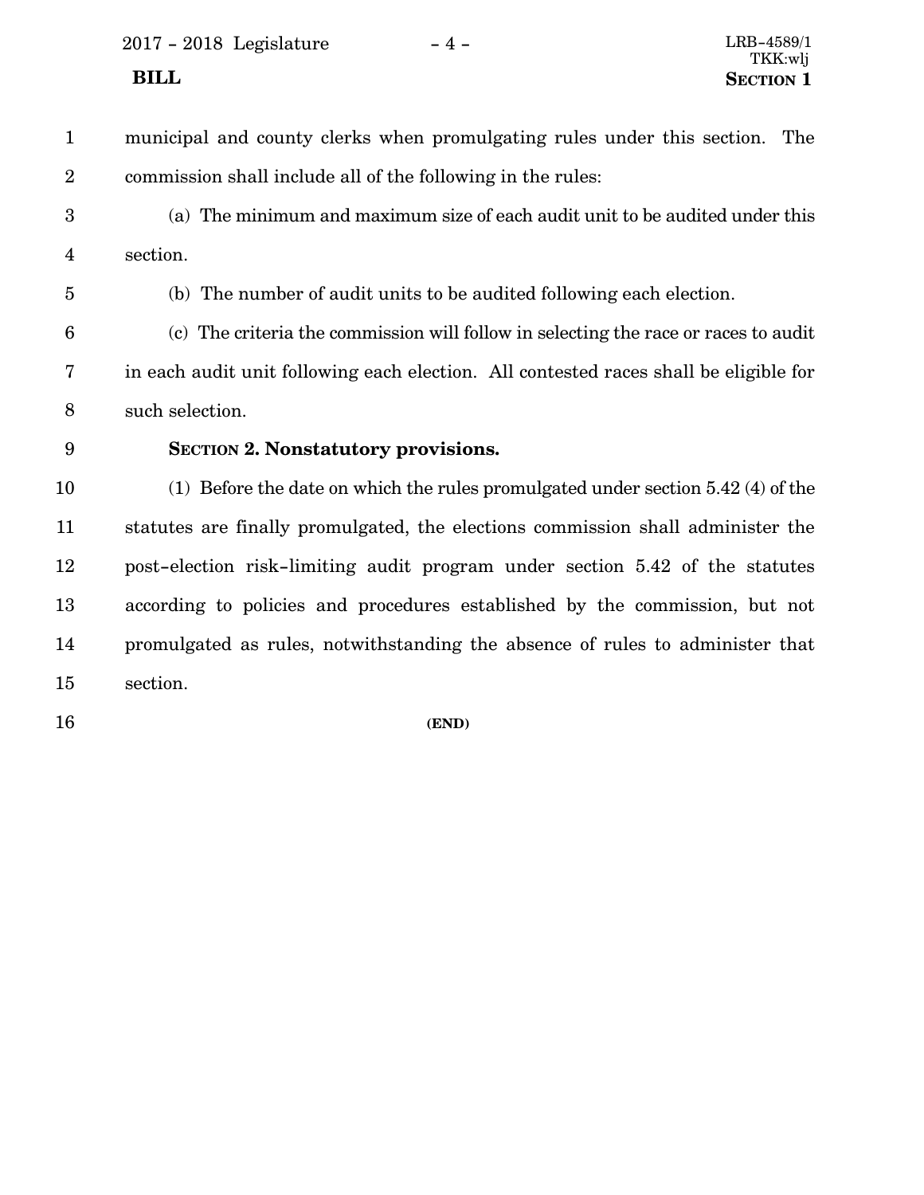municipal and county clerks when promulgating rules under this section. The commission shall include all of the following in the rules:

(a) The minimum and maximum size of each audit unit to be audited under this section.

(b) The number of audit units to be audited following each election.

(c) The criteria the commission will follow in selecting the race or races to audit in each audit unit following each election. All contested races shall be eligible for such selection.

**SECTION 2. Nonstatutory provisions.**

(1) Before the date on which the rules promulgated under section 5.42 (4) of the statutes are finally promulgated, the elections commission shall administer the post-election risk-limiting audit program under section 5.42 of the statutes according to policies and procedures established by the commission, but not promulgated as rules, notwithstanding the absence of rules to administer that section.

**(END)**